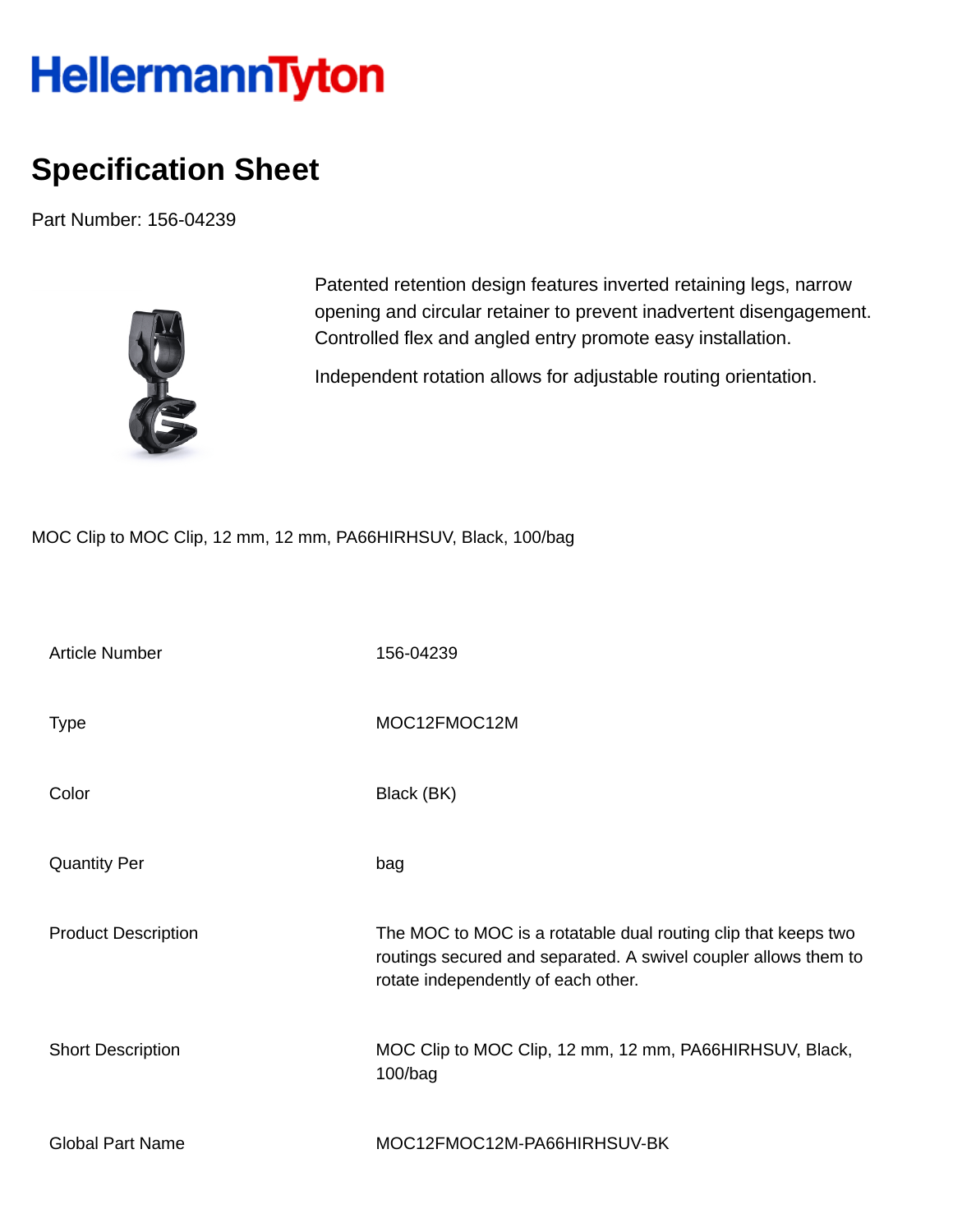HellermannTyton

# Specification Sheet

Part Number: 156-04239

Patented retention design features inverted retaining legs, narrow opening and circular retainer to prevent inadvertent disengagement. Controlled flex and angled entry promote easy installation.

Independent rotation allows for adjustable routing orientation.

MOC Clip to MOC Clip, 12 mm, 12 mm, PA66HIRHSUV, Black, 100/bag

| | |
|---|---|
| Article Number | 156-04239 |
| Type | MOC12FMOC12M |
| Color | Black (BK) |
| Quantity Per | bag |
| Product Description | The MOC to MOC is a rotatable dual routing clip that keeps two routings secured and separated. A swivel coupler allows them to rotate independently of each other. |
| Short Description | MOC Clip to MOC Clip, 12 mm, 12 mm, PA66HIRHSUV, Black, 100/bag |
| Global Part Name | MOC12FMOC12M-PA66HIRHSUV-BK |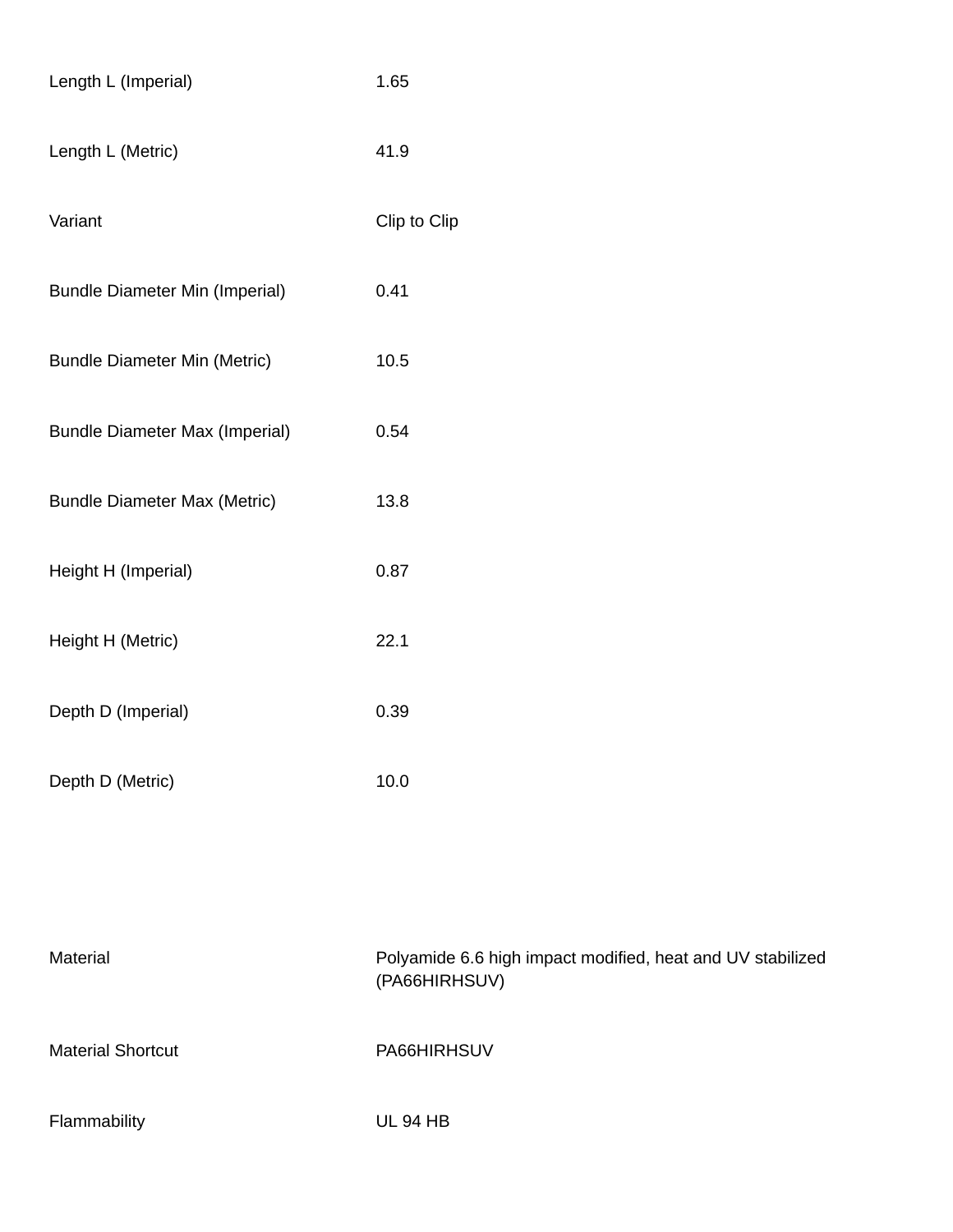| | |
|---|---|
| Length L (Imperial) | 1.65 |
| Length L (Metric) | 41.9 |
| Variant | Clip to Clip |
| Bundle Diameter Min (Imperial) | 0.41 |
| Bundle Diameter Min (Metric) | 10.5 |
| Bundle Diameter Max (Imperial) | 0.54 |
| Bundle Diameter Max (Metric) | 13.8 |
| Height H (Imperial) | 0.87 |
| Height H (Metric) | 22.1 |
| Depth D (Imperial) | 0.39 |
| Depth D (Metric) | 10.0 |

| | |
|---|---|
| Material | Polyamide 6.6 high impact modified, heat and UV stabilized (PA66HIRHSUV) |
| Material Shortcut | PA66HIRHSUV |
| Flammability | UL 94 HB |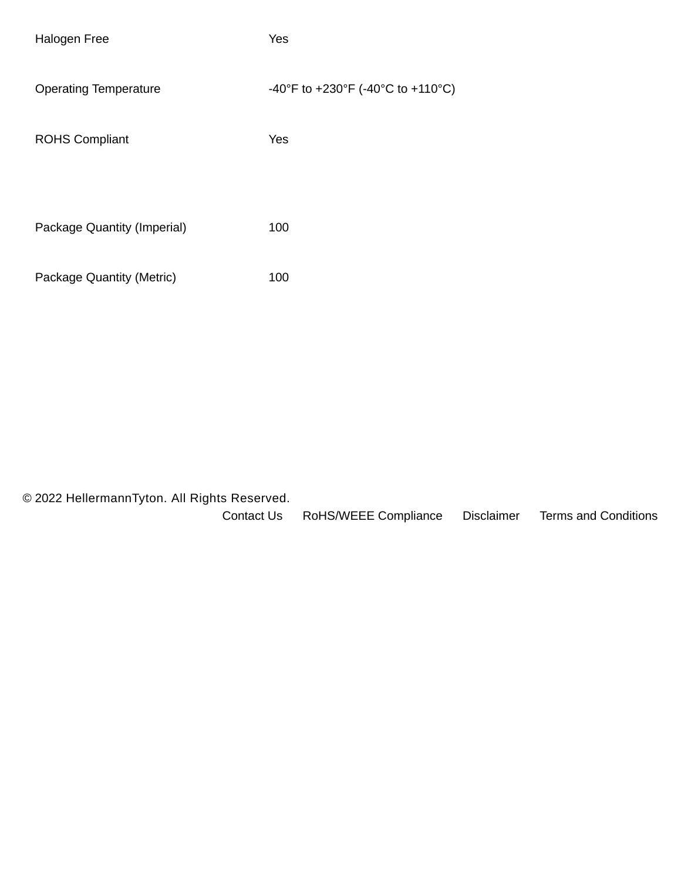| | |
|---|---|
| Halogen Free | Yes |
| Operating Temperature | -40°F to +230°F (-40°C to +110°C) |
| ROHS Compliant | Yes |

| | |
|---|---|
| Package Quantity (Imperial) | 100 |
| Package Quantity (Metric) | 100 |

© 2022 HellermannTyton. All Rights Reserved.

Contact Us    RoHS/WEEE Compliance    Disclaimer    Terms and Conditions